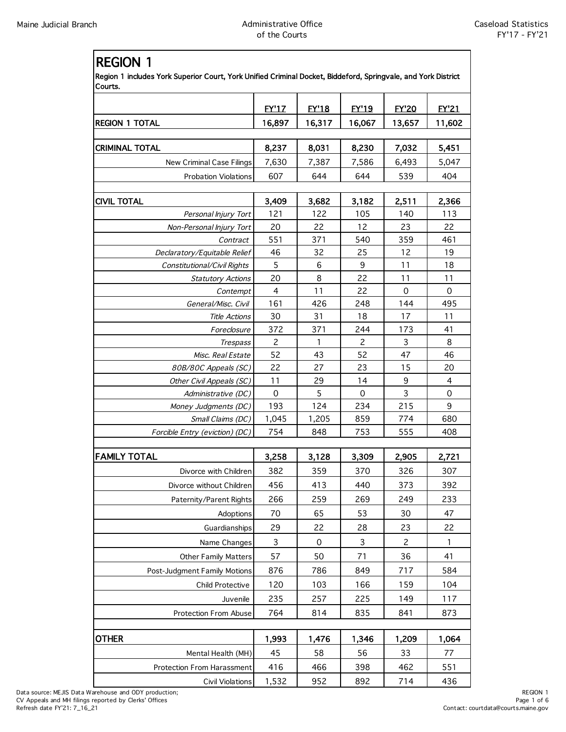# REGION 1

**Region 1 includes York Superior Court, York Unified Criminal Docket, Biddeford, Springvale, and York District Courts.**

| | FY'17 | FY'18 | FY'19 | FY'20 | FY'21 |
|---|---|---|---|---|---|
| **REGION 1 TOTAL** | **16,897** | **16,317** | **16,067** | **13,657** | **11,602** |
| | | | | | |
| **CRIMINAL TOTAL** | **8,237** | **8,031** | **8,230** | **7,032** | **5,451** |
| New Criminal Case Filings | 7,630 | 7,387 | 7,586 | 6,493 | 5,047 |
| Probation Violations | 607 | 644 | 644 | 539 | 404 |
| | | | | | |
| **CIVIL TOTAL** | **3,409** | **3,682** | **3,182** | **2,511** | **2,366** |
| *Personal Injury Tort* | 121 | 122 | 105 | 140 | 113 |
| *Non-Personal Injury Tort* | 20 | 22 | 12 | 23 | 22 |
| *Contract* | 551 | 371 | 540 | 359 | 461 |
| *Declaratory/Equitable Relief* | 46 | 32 | 25 | 12 | 19 |
| *Constitutional/Civil Rights* | 5 | 6 | 9 | 11 | 18 |
| *Statutory Actions* | 20 | 8 | 22 | 11 | 11 |
| *Contempt* | 4 | 11 | 22 | 0 | 0 |
| *General/Misc. Civil* | 161 | 426 | 248 | 144 | 495 |
| *Title Actions* | 30 | 31 | 18 | 17 | 11 |
| *Foreclosure* | 372 | 371 | 244 | 173 | 41 |
| *Trespass* | 2 | 1 | 2 | 3 | 8 |
| *Misc. Real Estate* | 52 | 43 | 52 | 47 | 46 |
| *80B/80C Appeals (SC)* | 22 | 27 | 23 | 15 | 20 |
| *Other Civil Appeals (SC)* | 11 | 29 | 14 | 9 | 4 |
| *Administrative (DC)* | 0 | 5 | 0 | 3 | 0 |
| *Money Judgments (DC)* | 193 | 124 | 234 | 215 | 9 |
| *Small Claims (DC)* | 1,045 | 1,205 | 859 | 774 | 680 |
| *Forcible Entry (eviction) (DC)* | 754 | 848 | 753 | 555 | 408 |
| | | | | | |
| **FAMILY TOTAL** | **3,258** | **3,128** | **3,309** | **2,905** | **2,721** |
| Divorce with Children | 382 | 359 | 370 | 326 | 307 |
| Divorce without Children | 456 | 413 | 440 | 373 | 392 |
| Paternity/Parent Rights | 266 | 259 | 269 | 249 | 233 |
| Adoptions | 70 | 65 | 53 | 30 | 47 |
| Guardianships | 29 | 22 | 28 | 23 | 22 |
| Name Changes | 3 | 0 | 3 | 2 | 1 |
| Other Family Matters | 57 | 50 | 71 | 36 | 41 |
| Post-Judgment Family Motions | 876 | 786 | 849 | 717 | 584 |
| Child Protective | 120 | 103 | 166 | 159 | 104 |
| Juvenile | 235 | 257 | 225 | 149 | 117 |
| Protection From Abuse | 764 | 814 | 835 | 841 | 873 |
| | | | | | |
| **OTHER** | **1,993** | **1,476** | **1,346** | **1,209** | **1,064** |
| Mental Health (MH) | 45 | 58 | 56 | 33 | 77 |
| Protection From Harassment | 416 | 466 | 398 | 462 | 551 |
| Civil Violations | 1,532 | 952 | 892 | 714 | 436 |

Data source: MEJIS Data Warehouse and ODY production;
CV Appeals and MH filings reported by Clerks' Offices
Refresh date FY'21: 7_16_21

Contact: courtdata@courts.maine.gov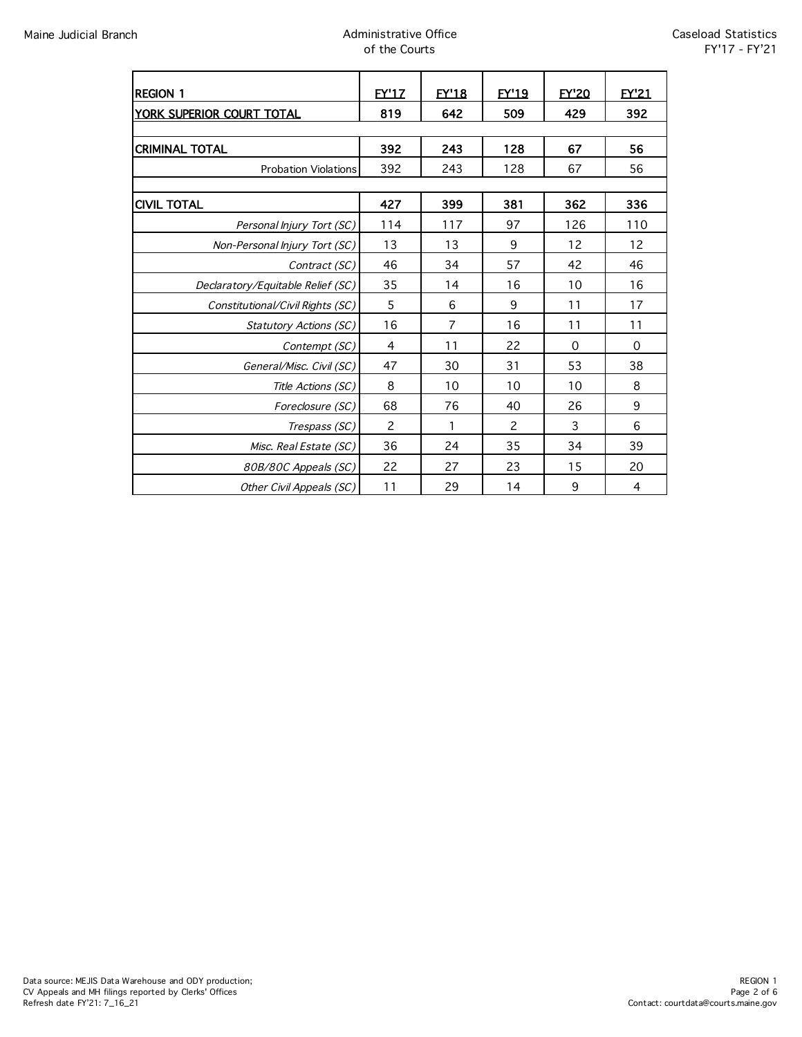| REGION 1 | FY'17 | FY'18 | FY'19 | FY'20 | FY'21 |
|---|---|---|---|---|---|
| **YORK SUPERIOR COURT TOTAL** | **819** | **642** | **509** | **429** | **392** |
| | | | | | |
| **CRIMINAL TOTAL** | **392** | **243** | **128** | **67** | **56** |
| Probation Violations | 392 | 243 | 128 | 67 | 56 |
| | | | | | |
| **CIVIL TOTAL** | **427** | **399** | **381** | **362** | **336** |
| *Personal Injury Tort (SC)* | 114 | 117 | 97 | 126 | 110 |
| *Non-Personal Injury Tort (SC)* | 13 | 13 | 9 | 12 | 12 |
| *Contract (SC)* | 46 | 34 | 57 | 42 | 46 |
| *Declaratory/Equitable Relief (SC)* | 35 | 14 | 16 | 10 | 16 |
| *Constitutional/Civil Rights (SC)* | 5 | 6 | 9 | 11 | 17 |
| *Statutory Actions (SC)* | 16 | 7 | 16 | 11 | 11 |
| *Contempt (SC)* | 4 | 11 | 22 | 0 | 0 |
| *General/Misc. Civil (SC)* | 47 | 30 | 31 | 53 | 38 |
| *Title Actions (SC)* | 8 | 10 | 10 | 10 | 8 |
| *Foreclosure (SC)* | 68 | 76 | 40 | 26 | 9 |
| *Trespass (SC)* | 2 | 1 | 2 | 3 | 6 |
| *Misc. Real Estate (SC)* | 36 | 24 | 35 | 34 | 39 |
| *80B/80C Appeals (SC)* | 22 | 27 | 23 | 15 | 20 |
| *Other Civil Appeals (SC)* | 11 | 29 | 14 | 9 | 4 |

Data source: MEJIS Data Warehouse and ODY production;
CV Appeals and MH filings reported by Clerks' Offices
Refresh date FY'21: 7_16_21

Contact: courtdata@courts.maine.gov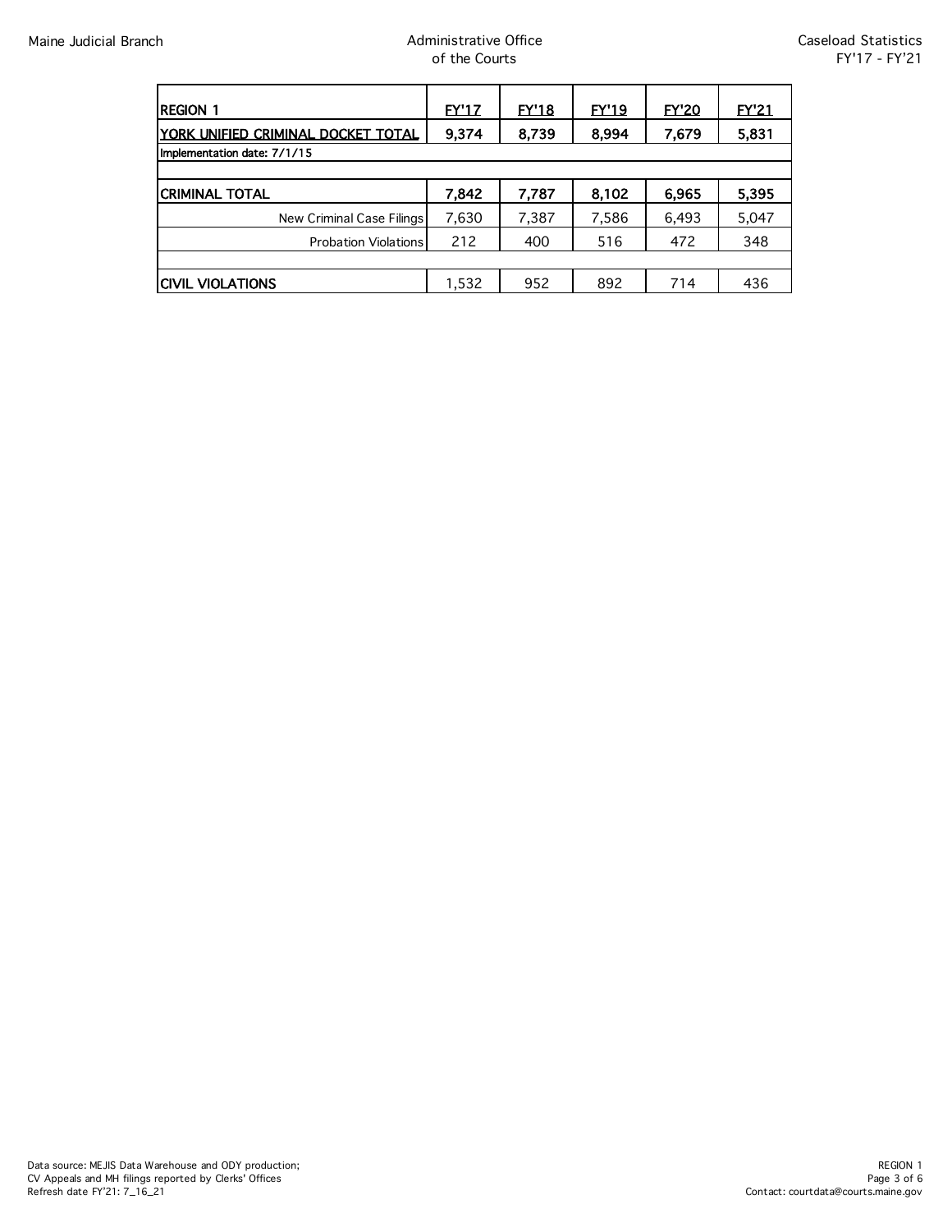| REGION 1 | FY'17 | FY'18 | FY'19 | FY'20 | FY'21 |
|---|---|---|---|---|---|
| **YORK UNIFIED CRIMINAL DOCKET TOTAL** | **9,374** | **8,739** | **8,994** | **7,679** | **5,831** |
| Implementation date: 7/1/15 | | | | | |
| | | | | | |
| **CRIMINAL TOTAL** | **7,842** | **7,787** | **8,102** | **6,965** | **5,395** |
| New Criminal Case Filings | 7,630 | 7,387 | 7,586 | 6,493 | 5,047 |
| Probation Violations | 212 | 400 | 516 | 472 | 348 |
| | | | | | |
| **CIVIL VIOLATIONS** | 1,532 | 952 | 892 | 714 | 436 |

Data source: MEJIS Data Warehouse and ODY production;
CV Appeals and MH filings reported by Clerks' Offices
Refresh date FY'21: 7_16_21

Contact: courtdata@courts.maine.gov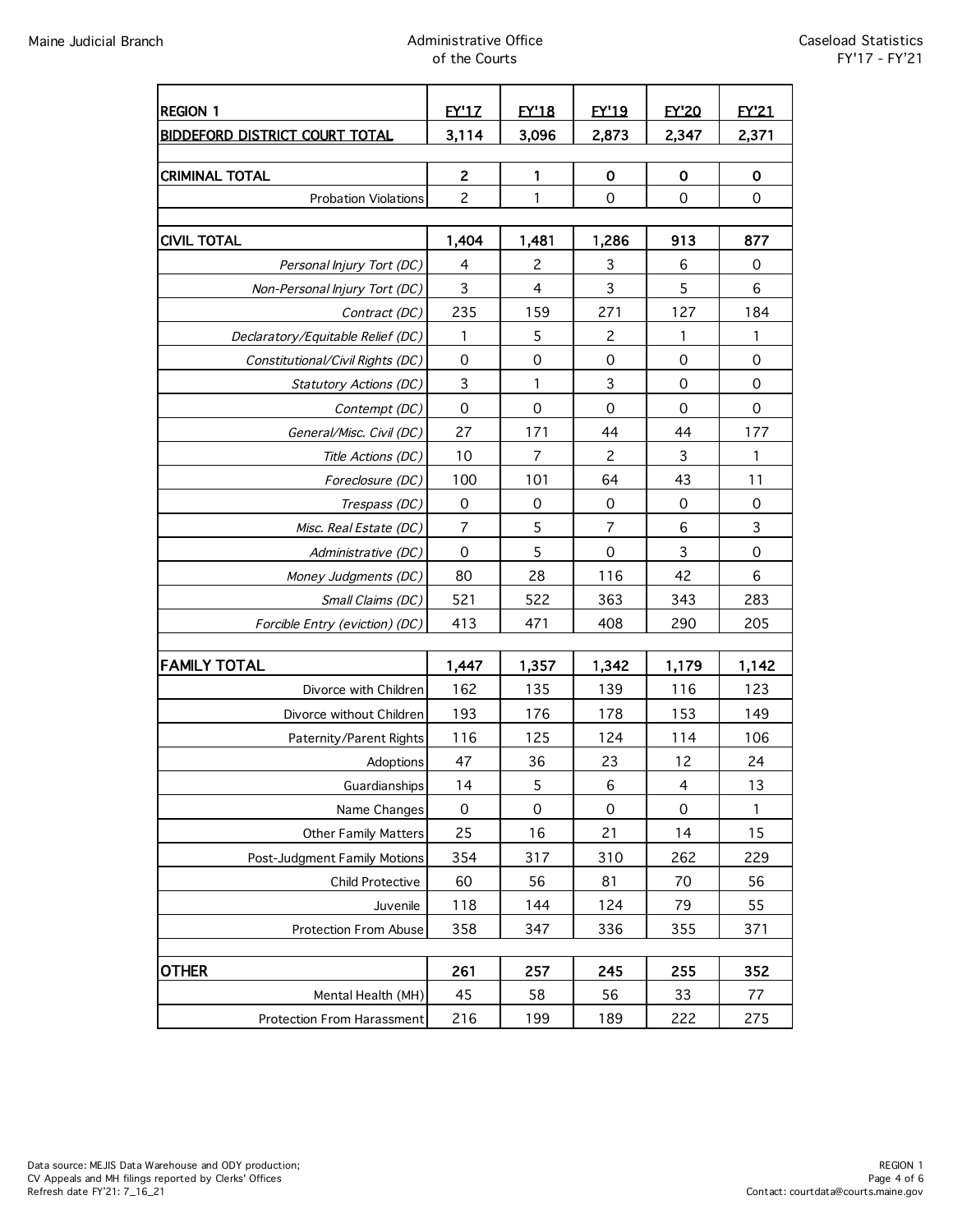| REGION 1 | FY'17 | FY'18 | FY'19 | FY'20 | FY'21 |
|---|---|---|---|---|---|
| **BIDDEFORD DISTRICT COURT TOTAL** | **3,114** | **3,096** | **2,873** | **2,347** | **2,371** |
| | | | | | |
| **CRIMINAL TOTAL** | **2** | **1** | **0** | **0** | **0** |
| Probation Violations | 2 | 1 | 0 | 0 | 0 |
| | | | | | |
| **CIVIL TOTAL** | **1,404** | **1,481** | **1,286** | **913** | **877** |
| *Personal Injury Tort (DC)* | 4 | 2 | 3 | 6 | 0 |
| *Non-Personal Injury Tort (DC)* | 3 | 4 | 3 | 5 | 6 |
| *Contract (DC)* | 235 | 159 | 271 | 127 | 184 |
| *Declaratory/Equitable Relief (DC)* | 1 | 5 | 2 | 1 | 1 |
| *Constitutional/Civil Rights (DC)* | 0 | 0 | 0 | 0 | 0 |
| *Statutory Actions (DC)* | 3 | 1 | 3 | 0 | 0 |
| *Contempt (DC)* | 0 | 0 | 0 | 0 | 0 |
| *General/Misc. Civil (DC)* | 27 | 171 | 44 | 44 | 177 |
| *Title Actions (DC)* | 10 | 7 | 2 | 3 | 1 |
| *Foreclosure (DC)* | 100 | 101 | 64 | 43 | 11 |
| *Trespass (DC)* | 0 | 0 | 0 | 0 | 0 |
| *Misc. Real Estate (DC)* | 7 | 5 | 7 | 6 | 3 |
| *Administrative (DC)* | 0 | 5 | 0 | 3 | 0 |
| *Money Judgments (DC)* | 80 | 28 | 116 | 42 | 6 |
| *Small Claims (DC)* | 521 | 522 | 363 | 343 | 283 |
| *Forcible Entry (eviction) (DC)* | 413 | 471 | 408 | 290 | 205 |
| | | | | | |
| **FAMILY TOTAL** | **1,447** | **1,357** | **1,342** | **1,179** | **1,142** |
| Divorce with Children | 162 | 135 | 139 | 116 | 123 |
| Divorce without Children | 193 | 176 | 178 | 153 | 149 |
| Paternity/Parent Rights | 116 | 125 | 124 | 114 | 106 |
| Adoptions | 47 | 36 | 23 | 12 | 24 |
| Guardianships | 14 | 5 | 6 | 4 | 13 |
| Name Changes | 0 | 0 | 0 | 0 | 1 |
| Other Family Matters | 25 | 16 | 21 | 14 | 15 |
| Post-Judgment Family Motions | 354 | 317 | 310 | 262 | 229 |
| Child Protective | 60 | 56 | 81 | 70 | 56 |
| Juvenile | 118 | 144 | 124 | 79 | 55 |
| Protection From Abuse | 358 | 347 | 336 | 355 | 371 |
| | | | | | |
| **OTHER** | **261** | **257** | **245** | **255** | **352** |
| Mental Health (MH) | 45 | 58 | 56 | 33 | 77 |
| Protection From Harassment | 216 | 199 | 189 | 222 | 275 |

Data source: MEJIS Data Warehouse and ODY production;
CV Appeals and MH filings reported by Clerks' Offices
Refresh date FY'21: 7_16_21

Contact: courtdata@courts.maine.gov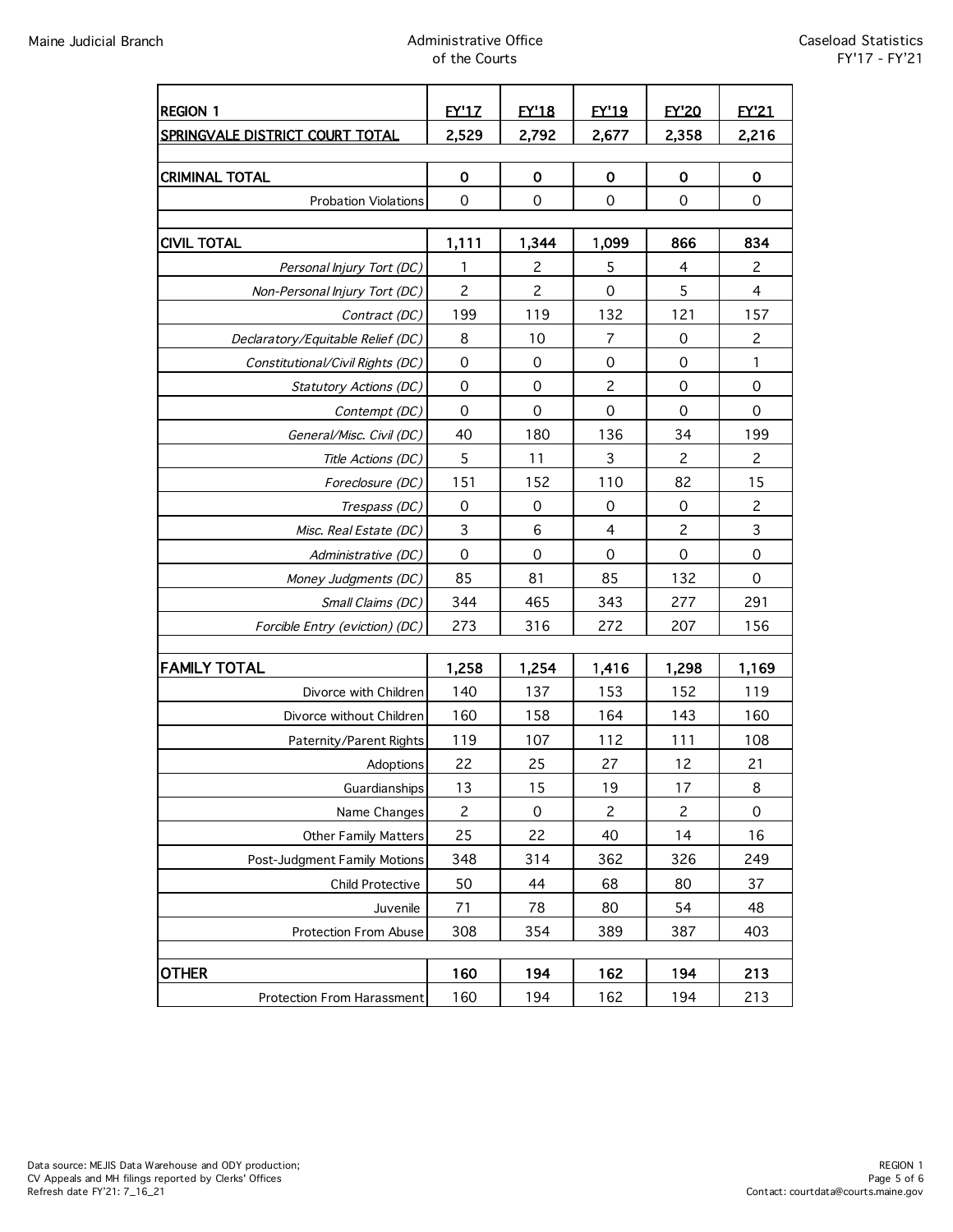| REGION 1 | FY'17 | FY'18 | FY'19 | FY'20 | FY'21 |
|---|---|---|---|---|---|
| **SPRINGVALE DISTRICT COURT TOTAL** | **2,529** | **2,792** | **2,677** | **2,358** | **2,216** |
| | | | | | |
| **CRIMINAL TOTAL** | **0** | **0** | **0** | **0** | **0** |
| Probation Violations | 0 | 0 | 0 | 0 | 0 |
| | | | | | |
| **CIVIL TOTAL** | **1,111** | **1,344** | **1,099** | **866** | **834** |
| *Personal Injury Tort (DC)* | 1 | 2 | 5 | 4 | 2 |
| *Non-Personal Injury Tort (DC)* | 2 | 2 | 0 | 5 | 4 |
| *Contract (DC)* | 199 | 119 | 132 | 121 | 157 |
| *Declaratory/Equitable Relief (DC)* | 8 | 10 | 7 | 0 | 2 |
| *Constitutional/Civil Rights (DC)* | 0 | 0 | 0 | 0 | 1 |
| *Statutory Actions (DC)* | 0 | 0 | 2 | 0 | 0 |
| *Contempt (DC)* | 0 | 0 | 0 | 0 | 0 |
| *General/Misc. Civil (DC)* | 40 | 180 | 136 | 34 | 199 |
| *Title Actions (DC)* | 5 | 11 | 3 | 2 | 2 |
| *Foreclosure (DC)* | 151 | 152 | 110 | 82 | 15 |
| *Trespass (DC)* | 0 | 0 | 0 | 0 | 2 |
| *Misc. Real Estate (DC)* | 3 | 6 | 4 | 2 | 3 |
| *Administrative (DC)* | 0 | 0 | 0 | 0 | 0 |
| *Money Judgments (DC)* | 85 | 81 | 85 | 132 | 0 |
| *Small Claims (DC)* | 344 | 465 | 343 | 277 | 291 |
| *Forcible Entry (eviction) (DC)* | 273 | 316 | 272 | 207 | 156 |
| | | | | | |
| **FAMILY TOTAL** | **1,258** | **1,254** | **1,416** | **1,298** | **1,169** |
| Divorce with Children | 140 | 137 | 153 | 152 | 119 |
| Divorce without Children | 160 | 158 | 164 | 143 | 160 |
| Paternity/Parent Rights | 119 | 107 | 112 | 111 | 108 |
| Adoptions | 22 | 25 | 27 | 12 | 21 |
| Guardianships | 13 | 15 | 19 | 17 | 8 |
| Name Changes | 2 | 0 | 2 | 2 | 0 |
| Other Family Matters | 25 | 22 | 40 | 14 | 16 |
| Post-Judgment Family Motions | 348 | 314 | 362 | 326 | 249 |
| Child Protective | 50 | 44 | 68 | 80 | 37 |
| Juvenile | 71 | 78 | 80 | 54 | 48 |
| Protection From Abuse | 308 | 354 | 389 | 387 | 403 |
| | | | | | |
| **OTHER** | **160** | **194** | **162** | **194** | **213** |
| Protection From Harassment | 160 | 194 | 162 | 194 | 213 |

Data source: MEJIS Data Warehouse and ODY production;
CV Appeals and MH filings reported by Clerks' Offices
Refresh date FY'21: 7_16_21

Contact: courtdata@courts.maine.gov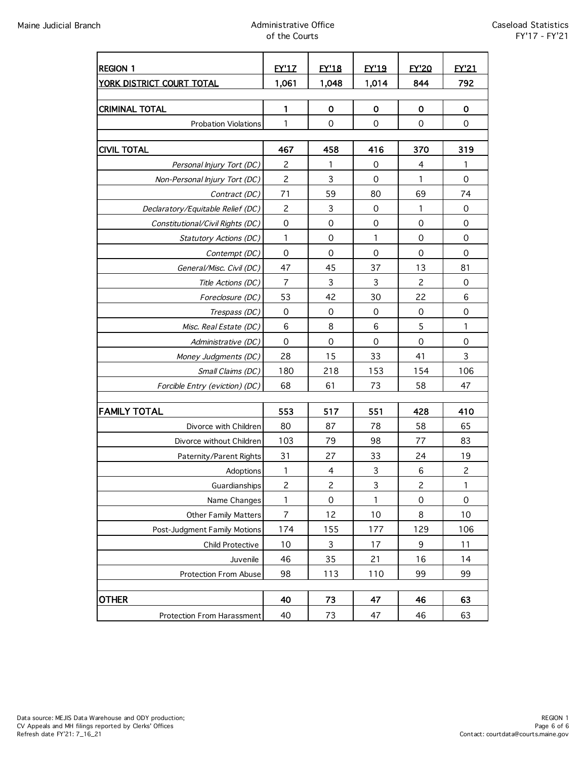| REGION 1 | FY'17 | FY'18 | FY'19 | FY'20 | FY'21 |
|---|---|---|---|---|---|
| **YORK DISTRICT COURT TOTAL** | **1,061** | **1,048** | **1,014** | **844** | **792** |
| | | | | | |
| **CRIMINAL TOTAL** | **1** | **0** | **0** | **0** | **0** |
| Probation Violations | 1 | 0 | 0 | 0 | 0 |
| | | | | | |
| **CIVIL TOTAL** | **467** | **458** | **416** | **370** | **319** |
| *Personal Injury Tort (DC)* | 2 | 1 | 0 | 4 | 1 |
| *Non-Personal Injury Tort (DC)* | 2 | 3 | 0 | 1 | 0 |
| *Contract (DC)* | 71 | 59 | 80 | 69 | 74 |
| *Declaratory/Equitable Relief (DC)* | 2 | 3 | 0 | 1 | 0 |
| *Constitutional/Civil Rights (DC)* | 0 | 0 | 0 | 0 | 0 |
| *Statutory Actions (DC)* | 1 | 0 | 1 | 0 | 0 |
| *Contempt (DC)* | 0 | 0 | 0 | 0 | 0 |
| *General/Misc. Civil (DC)* | 47 | 45 | 37 | 13 | 81 |
| *Title Actions (DC)* | 7 | 3 | 3 | 2 | 0 |
| *Foreclosure (DC)* | 53 | 42 | 30 | 22 | 6 |
| *Trespass (DC)* | 0 | 0 | 0 | 0 | 0 |
| *Misc. Real Estate (DC)* | 6 | 8 | 6 | 5 | 1 |
| *Administrative (DC)* | 0 | 0 | 0 | 0 | 0 |
| *Money Judgments (DC)* | 28 | 15 | 33 | 41 | 3 |
| *Small Claims (DC)* | 180 | 218 | 153 | 154 | 106 |
| *Forcible Entry (eviction) (DC)* | 68 | 61 | 73 | 58 | 47 |
| | | | | | |
| **FAMILY TOTAL** | **553** | **517** | **551** | **428** | **410** |
| Divorce with Children | 80 | 87 | 78 | 58 | 65 |
| Divorce without Children | 103 | 79 | 98 | 77 | 83 |
| Paternity/Parent Rights | 31 | 27 | 33 | 24 | 19 |
| Adoptions | 1 | 4 | 3 | 6 | 2 |
| Guardianships | 2 | 2 | 3 | 2 | 1 |
| Name Changes | 1 | 0 | 1 | 0 | 0 |
| Other Family Matters | 7 | 12 | 10 | 8 | 10 |
| Post-Judgment Family Motions | 174 | 155 | 177 | 129 | 106 |
| Child Protective | 10 | 3 | 17 | 9 | 11 |
| Juvenile | 46 | 35 | 21 | 16 | 14 |
| Protection From Abuse | 98 | 113 | 110 | 99 | 99 |
| | | | | | |
| **OTHER** | **40** | **73** | **47** | **46** | **63** |
| Protection From Harassment | 40 | 73 | 47 | 46 | 63 |

Data source: MEJIS Data Warehouse and ODY production;
CV Appeals and MH filings reported by Clerks' Offices
Refresh date FY'21: 7_16_21

Contact: courtdata@courts.maine.gov